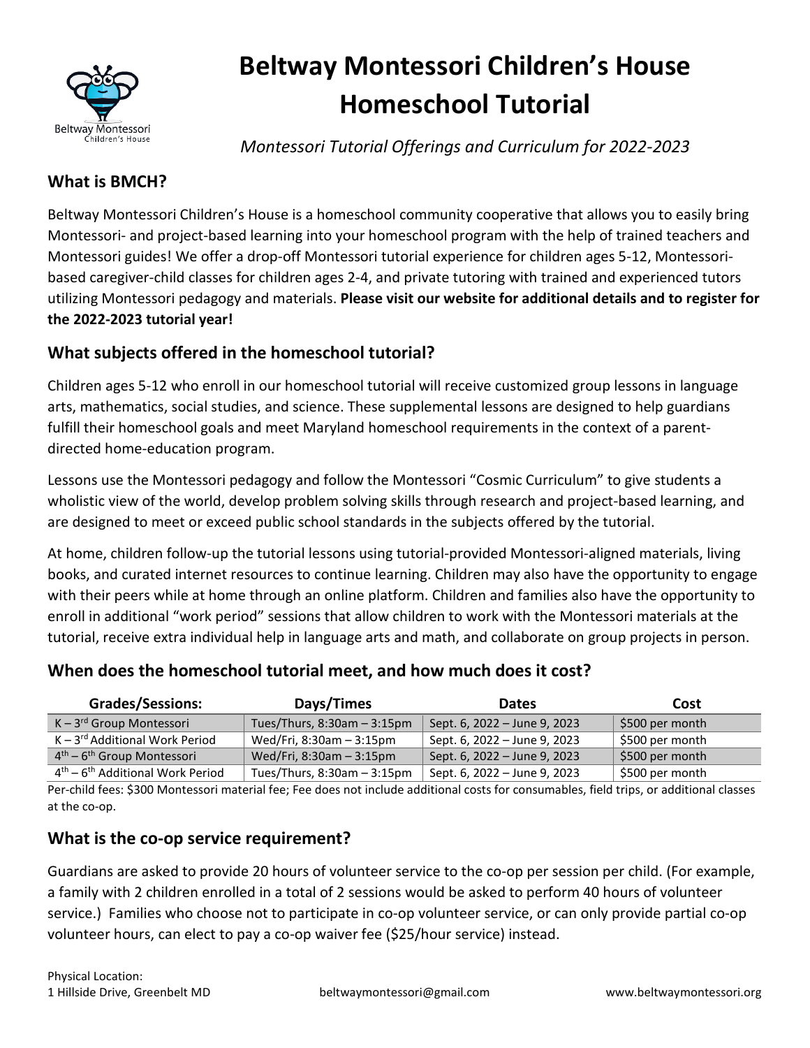# Beltway Montessori Children's House Homeschool Tutorial

*Montessori Tutorial Offerings and Curriculum for 2022-2023*

## What is BMCH?

Beltway Montessori Children's House is a homeschool community cooperative that allows you to easily bring Montessori- and project-based learning into your homeschool program with the help of trained teachers and Montessori guides! We offer a drop-off Montessori tutorial experience for children ages 5-12, Montessori-based caregiver-child classes for children ages 2-4, and private tutoring with trained and experienced tutors utilizing Montessori pedagogy and materials. **Please visit our website for additional details and to register for the 2022-2023 tutorial year!**

## What subjects offered in the homeschool tutorial?

Children ages 5-12 who enroll in our homeschool tutorial will receive customized group lessons in language arts, mathematics, social studies, and science. These supplemental lessons are designed to help guardians fulfill their homeschool goals and meet Maryland homeschool requirements in the context of a parent-directed home-education program.

Lessons use the Montessori pedagogy and follow the Montessori "Cosmic Curriculum" to give students a wholistic view of the world, develop problem solving skills through research and project-based learning, and are designed to meet or exceed public school standards in the subjects offered by the tutorial.

At home, children follow-up the tutorial lessons using tutorial-provided Montessori-aligned materials, living books, and curated internet resources to continue learning. Children may also have the opportunity to engage with their peers while at home through an online platform. Children and families also have the opportunity to enroll in additional "work period" sessions that allow children to work with the Montessori materials at the tutorial, receive extra individual help in language arts and math, and collaborate on group projects in person.

## When does the homeschool tutorial meet, and how much does it cost?

| Grades/Sessions: | Days/Times | Dates | Cost |
|---|---|---|---|
| K – 3rd Group Montessori | Tues/Thurs, 8:30am – 3:15pm | Sept. 6, 2022 – June 9, 2023 | $500 per month |
| K – 3rd Additional Work Period | Wed/Fri, 8:30am – 3:15pm | Sept. 6, 2022 – June 9, 2023 | $500 per month |
| 4th – 6th Group Montessori | Wed/Fri, 8:30am – 3:15pm | Sept. 6, 2022 – June 9, 2023 | $500 per month |
| 4th – 6th Additional Work Period | Tues/Thurs, 8:30am – 3:15pm | Sept. 6, 2022 – June 9, 2023 | $500 per month |

Per-child fees: $300 Montessori material fee; Fee does not include additional costs for consumables, field trips, or additional classes at the co-op.

## What is the co-op service requirement?

Guardians are asked to provide 20 hours of volunteer service to the co-op per session per child. (For example, a family with 2 children enrolled in a total of 2 sessions would be asked to perform 40 hours of volunteer service.) Families who choose not to participate in co-op volunteer service, or can only provide partial co-op volunteer hours, can elect to pay a co-op waiver fee ($25/hour service) instead.

Physical Location:
1 Hillside Drive, Greenbelt MD — beltwaymontessori@gmail.com — www.beltwaymontessori.org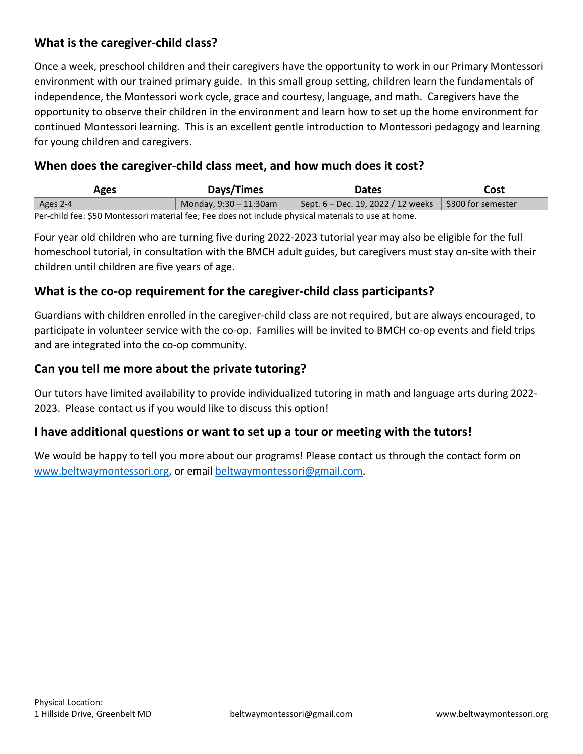## What is the caregiver-child class?

Once a week, preschool children and their caregivers have the opportunity to work in our Primary Montessori environment with our trained primary guide. In this small group setting, children learn the fundamentals of independence, the Montessori work cycle, grace and courtesy, language, and math. Caregivers have the opportunity to observe their children in the environment and learn how to set up the home environment for continued Montessori learning. This is an excellent gentle introduction to Montessori pedagogy and learning for young children and caregivers.

## When does the caregiver-child class meet, and how much does it cost?

| Ages | Days/Times | Dates | Cost |
|---|---|---|---|
| Ages 2-4 | Monday, 9:30 – 11:30am | Sept. 6 – Dec. 19, 2022 / 12 weeks | $300 for semester |

Per-child fee: $50 Montessori material fee; Fee does not include physical materials to use at home.

Four year old children who are turning five during 2022-2023 tutorial year may also be eligible for the full homeschool tutorial, in consultation with the BMCH adult guides, but caregivers must stay on-site with their children until children are five years of age.

## What is the co-op requirement for the caregiver-child class participants?

Guardians with children enrolled in the caregiver-child class are not required, but are always encouraged, to participate in volunteer service with the co-op. Families will be invited to BMCH co-op events and field trips and are integrated into the co-op community.

## Can you tell me more about the private tutoring?

Our tutors have limited availability to provide individualized tutoring in math and language arts during 2022-2023. Please contact us if you would like to discuss this option!

## I have additional questions or want to set up a tour or meeting with the tutors!

We would be happy to tell you more about our programs! Please contact us through the contact form on [www.beltwaymontessori.org](http://www.beltwaymontessori.org), or email [beltwaymontessori@gmail.com](mailto:beltwaymontessori@gmail.com).

Physical Location:
1 Hillside Drive, Greenbelt MD

beltwaymontessori@gmail.com

www.beltwaymontessori.org